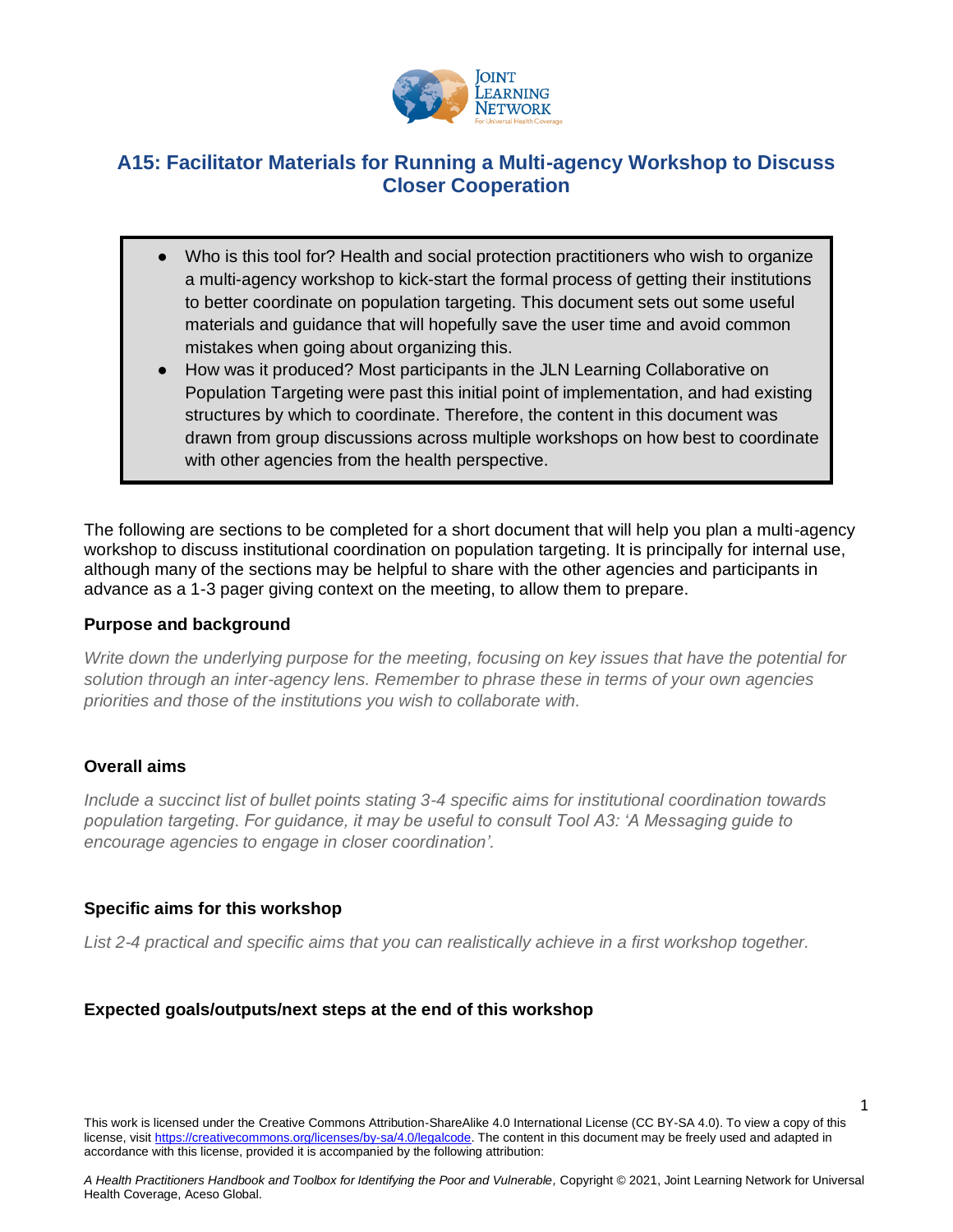# A15: Facilitator Materials for Running a Multi-agency Workshop to Discuss Closer Cooperation

- Who is this tool for? Health and social protection practitioners who wish to organize a multi-agency workshop to kick-start the formal process of getting their institutions to better coordinate on population targeting. This document sets out some useful materials and guidance that will hopefully save the user time and avoid common mistakes when going about organizing this.
- How was it produced? Most participants in the JLN Learning Collaborative on Population Targeting were past this initial point of implementation, and had existing structures by which to coordinate. Therefore, the content in this document was drawn from group discussions across multiple workshops on how best to coordinate with other agencies from the health perspective.

The following are sections to be completed for a short document that will help you plan a multi-agency workshop to discuss institutional coordination on population targeting. It is principally for internal use, although many of the sections may be helpful to share with the other agencies and participants in advance as a 1-3 pager giving context on the meeting, to allow them to prepare.

### Purpose and background

*Write down the underlying purpose for the meeting, focusing on key issues that have the potential for solution through an inter-agency lens. Remember to phrase these in terms of your own agencies priorities and those of the institutions you wish to collaborate with.*

### Overall aims

*Include a succinct list of bullet points stating 3-4 specific aims for institutional coordination towards population targeting. For guidance, it may be useful to consult Tool A3: 'A Messaging guide to encourage agencies to engage in closer coordination'.*

### Specific aims for this workshop

*List 2-4 practical and specific aims that you can realistically achieve in a first workshop together.*

### Expected goals/outputs/next steps at the end of this workshop

This work is licensed under the Creative Commons Attribution-ShareAlike 4.0 International License (CC BY-SA 4.0). To view a copy of this license, visit https://creativecommons.org/licenses/by-sa/4.0/legalcode. The content in this document may be freely used and adapted in accordance with this license, provided it is accompanied by the following attribution:

*A Health Practitioners Handbook and Toolbox for Identifying the Poor and Vulnerable,* Copyright © 2021, Joint Learning Network for Universal Health Coverage, Aceso Global.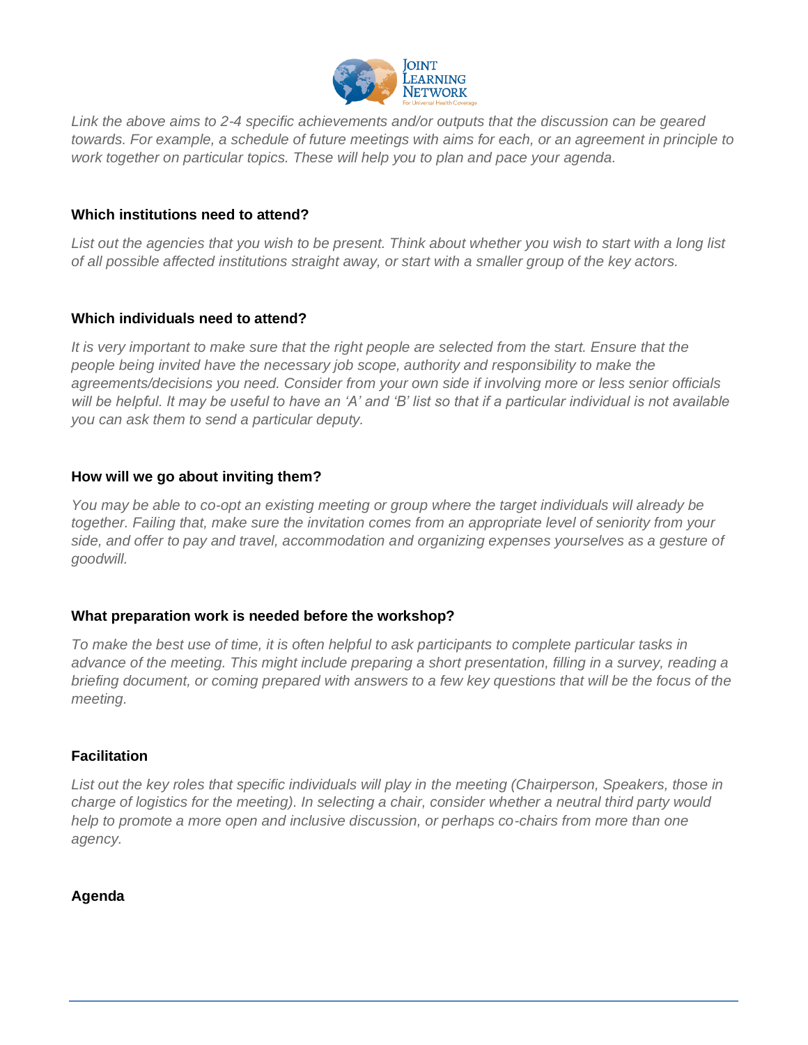*Link the above aims to 2-4 specific achievements and/or outputs that the discussion can be geared towards. For example, a schedule of future meetings with aims for each, or an agreement in principle to work together on particular topics. These will help you to plan and pace your agenda.*

**Which institutions need to attend?**

*List out the agencies that you wish to be present. Think about whether you wish to start with a long list of all possible affected institutions straight away, or start with a smaller group of the key actors.*

**Which individuals need to attend?**

*It is very important to make sure that the right people are selected from the start. Ensure that the people being invited have the necessary job scope, authority and responsibility to make the agreements/decisions you need. Consider from your own side if involving more or less senior officials will be helpful. It may be useful to have an 'A' and 'B' list so that if a particular individual is not available you can ask them to send a particular deputy.*

**How will we go about inviting them?**

*You may be able to co-opt an existing meeting or group where the target individuals will already be together. Failing that, make sure the invitation comes from an appropriate level of seniority from your side, and offer to pay and travel, accommodation and organizing expenses yourselves as a gesture of goodwill.*

**What preparation work is needed before the workshop?**

*To make the best use of time, it is often helpful to ask participants to complete particular tasks in advance of the meeting. This might include preparing a short presentation, filling in a survey, reading a briefing document, or coming prepared with answers to a few key questions that will be the focus of the meeting.*

**Facilitation**

*List out the key roles that specific individuals will play in the meeting (Chairperson, Speakers, those in charge of logistics for the meeting). In selecting a chair, consider whether a neutral third party would help to promote a more open and inclusive discussion, or perhaps co-chairs from more than one agency.*

**Agenda**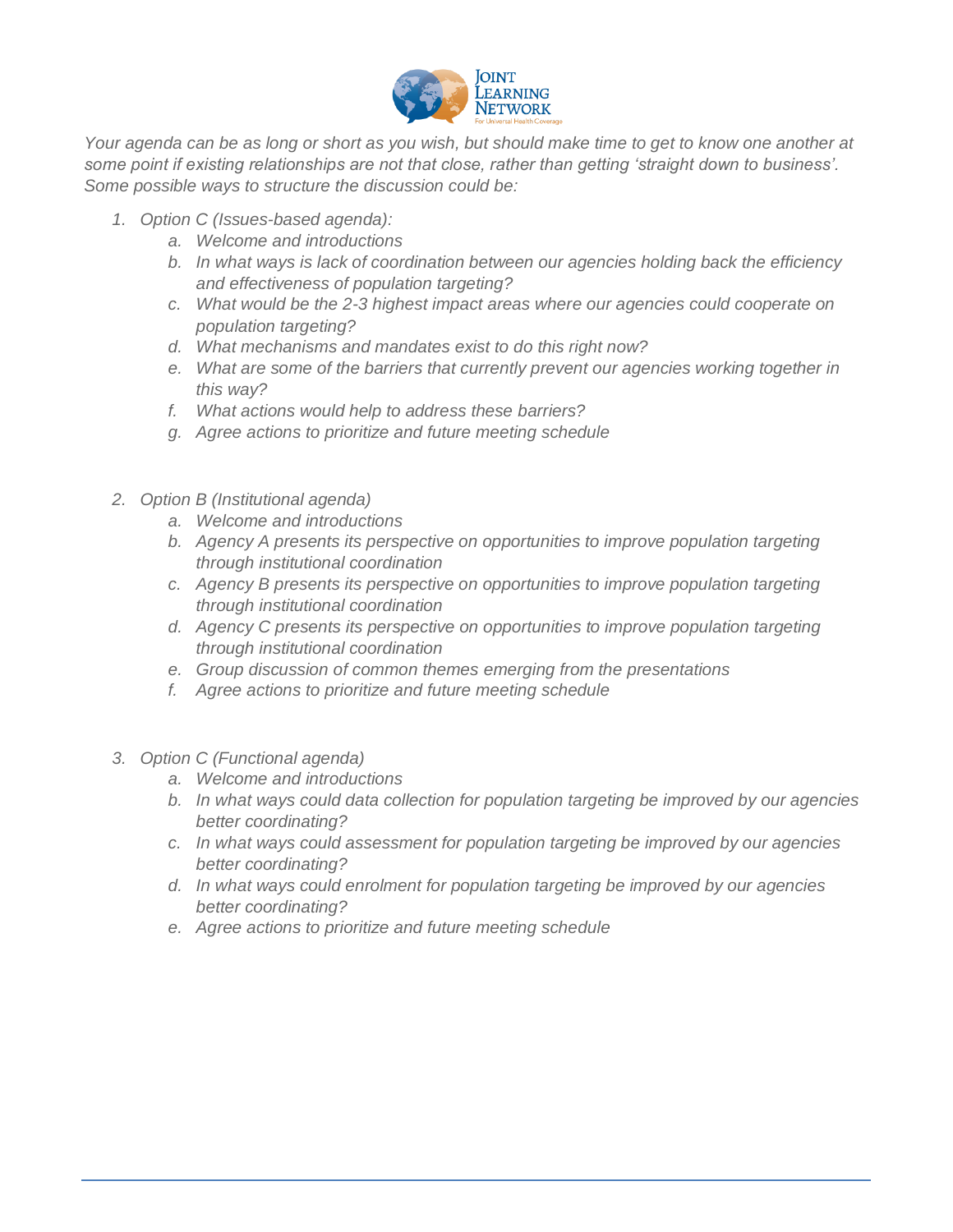*Your agenda can be as long or short as you wish, but should make time to get to know one another at some point if existing relationships are not that close, rather than getting 'straight down to business'. Some possible ways to structure the discussion could be:*

1. *Option C (Issues-based agenda):*
    a. *Welcome and introductions*
    b. *In what ways is lack of coordination between our agencies holding back the efficiency and effectiveness of population targeting?*
    c. *What would be the 2-3 highest impact areas where our agencies could cooperate on population targeting?*
    d. *What mechanisms and mandates exist to do this right now?*
    e. *What are some of the barriers that currently prevent our agencies working together in this way?*
    f. *What actions would help to address these barriers?*
    g. *Agree actions to prioritize and future meeting schedule*

2. *Option B (Institutional agenda)*
    a. *Welcome and introductions*
    b. *Agency A presents its perspective on opportunities to improve population targeting through institutional coordination*
    c. *Agency B presents its perspective on opportunities to improve population targeting through institutional coordination*
    d. *Agency C presents its perspective on opportunities to improve population targeting through institutional coordination*
    e. *Group discussion of common themes emerging from the presentations*
    f. *Agree actions to prioritize and future meeting schedule*

3. *Option C (Functional agenda)*
    a. *Welcome and introductions*
    b. *In what ways could data collection for population targeting be improved by our agencies better coordinating?*
    c. *In what ways could assessment for population targeting be improved by our agencies better coordinating?*
    d. *In what ways could enrolment for population targeting be improved by our agencies better coordinating?*
    e. *Agree actions to prioritize and future meeting schedule*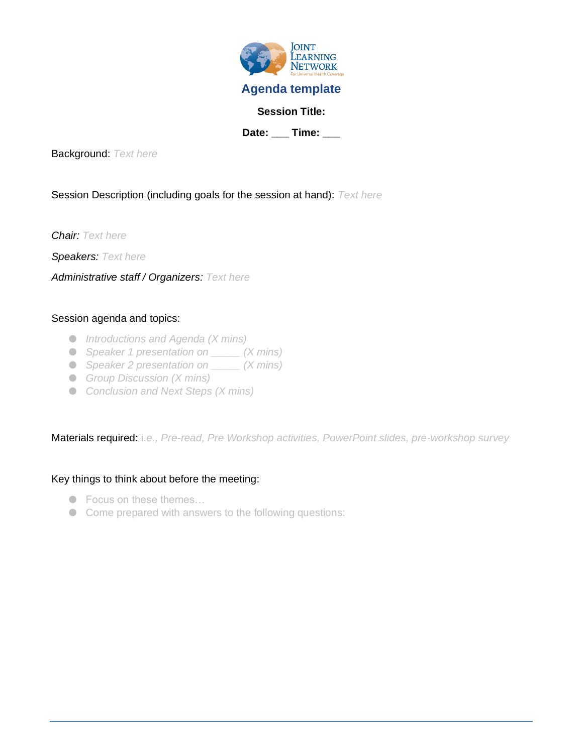# Agenda template

**Session Title:**

**Date: ___ Time: ___**

Background: Text here

Session Description (including goals for the session at hand): Text here

*Chair:* Text here

*Speakers:* Text here

*Administrative staff / Organizers:* Text here

Session agenda and topics:

- *Introductions and Agenda (X mins)*
- *Speaker 1 presentation on _____ (X mins)*
- *Speaker 2 presentation on _____ (X mins)*
- *Group Discussion (X mins)*
- *Conclusion and Next Steps (X mins)*

Materials required: i.e., *Pre-read, Pre Workshop activities, PowerPoint slides, pre-workshop survey*

Key things to think about before the meeting:

- Focus on these themes…
- Come prepared with answers to the following questions: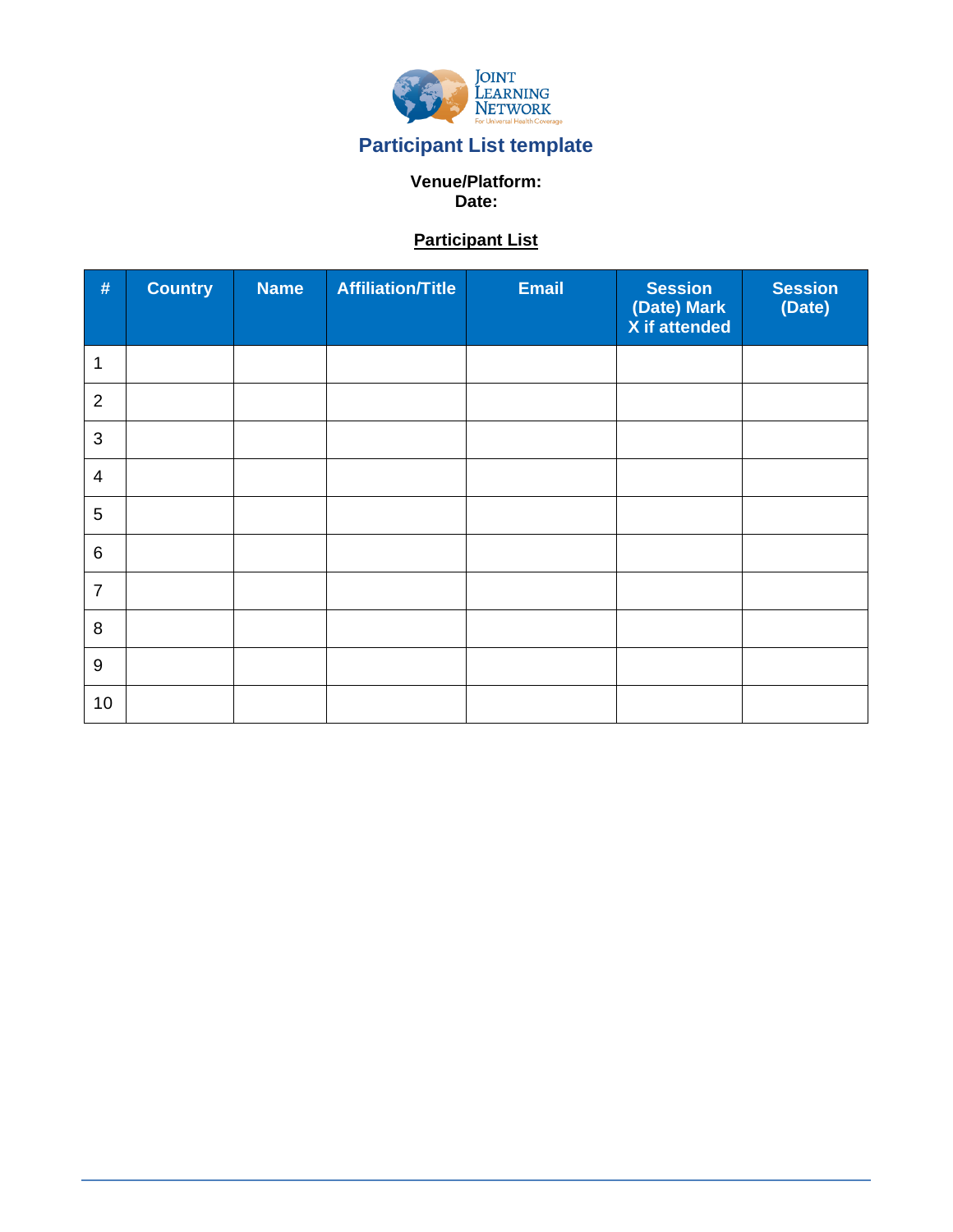# Participant List template

**Venue/Platform:**
**Date:**

**Participant List**

| # | Country | Name | Affiliation/Title | Email | Session (Date) Mark X if attended | Session (Date) |
|---|---|---|---|---|---|---|
| 1 | | | | | | |
| 2 | | | | | | |
| 3 | | | | | | |
| 4 | | | | | | |
| 5 | | | | | | |
| 6 | | | | | | |
| 7 | | | | | | |
| 8 | | | | | | |
| 9 | | | | | | |
| 10 | | | | | | |